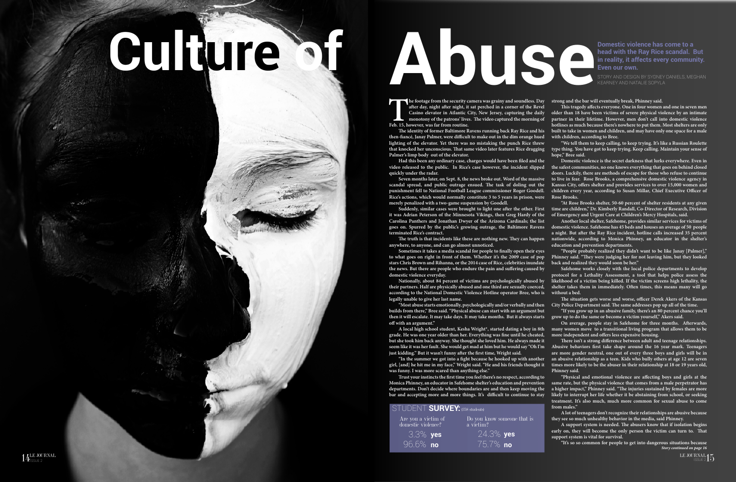# Culture of Abuse

**Domestic violence has come to a head with the Ray Rice scandal. But in reality, it affects every community. Even our own.**

STORY AND DESIGN BY SYDNEY DANIELS, MEGHAN KEARNEY AND NATALIE SOPYLA

The footage from the security camera was grainy and soundless. Day after day, night after night, it sat perched in a corner of the Revel Casino elevator in Atlantic City, New Jersey, capturing the daily monotony of the patrons' lives. The video captured the morning of Feb. 15, however, was far from routine.

The identity of former Baltimore Ravens running back Ray Rice and his then-fiancé, Janay Palmer, were difficult to make out in the dim orange hued lighting of the elevator. Yet there was no mistaking the punch Rice threw that knocked her unconscious. That same video later features Rice dragging Palmer's limp body out of the elevator.

Had this been any ordinary case, charges would have been filed and the video released to the public. In Rice's case however, the incident slipped quickly under the radar.

Seven months later, on Sept. 8, the news broke out. Word of the massive scandal spread, and public outrage ensued. The task of doling out the punishment fell to National Football League commissioner Roger Goodell. Rice's actions, which would normally constitute 3 to 5 years in prison, were merely penalized with a two-game suspension by Goodell.

Suddenly, similar cases were brought to light one after the other. First it was Adrian Peterson of the Minnesota Vikings, then Greg Hardy of the Carolina Panthers and Jonathan Dwyer of the Arizona Cardinals; the list goes on. Spurred by the public's growing outrage, the Baltimore Ravens terminated Rice's contract.

The truth is that incidents like these are nothing new. They can happen anywhere, to anyone, and can go almost unnoticed.

Sometimes it takes a media scandal for people to finally open their eyes to what goes on right in front of them. Whether it's the 2009 case of pop stars Chris Brown and Rihanna, or the 2014 case of Rice, celebrities inundate the news. But there are people who endure the pain and suffering caused by domestic violence everyday.

Nationally, about 84 percent of victims are psychologically abused by their partners. Half are physically abused and one third are sexually coerced, according to the National Domestic Violence Hotline operator Bree, who is legally unable to give her last name.

"Most abuse starts emotionally, psychologically and/or verbally and then builds from there," Bree said. "Physical abuse can start with an argument but then it will escalate. It may take days. It may take months. But it always starts off with an argument."

A local high school student, Kesha Wright*, started dating a boy in 8th grade. He was one year older than her. Everything was fine until he cheated, but she took him back anyway. She thought she loved him. He always made it seem like it was her fault. She would get mad at him but he would say "Oh I'm just kidding." But it wasn't funny after the first time, Wright said.

"In the summer we got into a fight because he hooked up with another girl, [and] he hit me in my face," Wright said. "He and his friends thought it was funny. I was more scared than anything else."

Trust your instincts the first time you feel there's no respect, according to Monica Phinney, an educator in Safehome shelter's education and prevention departments. Don't decide where boundaries are and then keep moving the bar and accepting more and more things. It's difficult to continue to stay strong and the bar will eventually break, Phinney said.

This tragedy affects everyone. One in four women and one in seven men older than 18 have been victims of severe physical violence by an intimate partner in their lifetime. However, men don't call into domestic violence hotlines as much because there's nowhere to put them. Most shelters are only built to take in women and children, and may have only one space for a male with children, according to Bree.

"We tell them to keep calling, to keep trying. It's like a Russian Roulette type thing. You have got to keep trying. Keep calling. Maintain your sense of hope," Bree said.

Domestic violence is the secret darkness that lurks everywhere. Even in the safest communities, no one knows everything that goes on behind closed doors. Luckily, there are methods of escape for those who refuse to continue to live in fear. Rose Brooks, a comprehensive domestic violence agency in Kansas City, offers shelter and provides services to over 15,000 women and children every year, according to Susan Millar, Chief Executive Officer of Rose Brooks.

"At Rose Brooks shelter, 50-60 percent of shelter residents at any given time are children," Dr. Kimberly Randall, Co-Director of Research, Division of Emergency and Urgent Care at Children's Mercy Hospitals, said.

Another local shelter, Safehome, provides similar services for victims of domestic violence. Safehome has 45 beds and houses an average of 50 people a night. But after the Ray Rice incident, hotline calls increased 35 percent nationwide, according to Monica Phinney, an educator in the shelter's education and prevention departments.

"People probably realized they didn't want to be like Janay [Palmer]," Phinney said. "They were judging her for not leaving him, but they looked back and realized they would soon be her."

Safehome works closely with the local police departments to develop protocol for a Lethality Assessment, a tool that helps police assess the likelihood of a victim being killed. If the victim screens high lethality, the shelter takes them in immediately. Often times, this means many will go without a bed.

The situation gets worse and worse, officer Derek Akers of the Kansas City Police Department said. The same addresses pop up all of the time.

"If you grow up in an abusive family, there's an 80 percent chance you'll grow up to do the same or become a victim yourself," Akers said.

On average, people stay in Safehome for three months. Afterwards, many women move to a transitional living program that allows them to be more independent and offers less expensive housing.

There isn't a strong difference between adult and teenage relationships. Abusive behaviors first take shape around the 16 year mark. Teenagers are more gender neutral, one out of every three boys and girls will be in an abusive relationship as a teen. Kids who bully others at age 12 are seven times more likely to be the abuser in their relationship at 18 or 19 years old, Phinney said.

"Physical and emotional violence are affecting boys and girls at the same rate, but the physical violence that comes from a male perpetrator has a higher impact," Phinney said. "The injuries sustained by females are more likely to interrupt her life whether it be abstaining from school, or seeking treatment. It's also much, much more common for sexual abuse to come from males."

A lot of teenagers don't recognize their relationships are abusive because they see so much unhealthy behavior in the media, said Phinney.

A support system is needed. The abusers know that if isolation begins early on, they will become the only person the victim can turn to. That support system is vital for survival.

"It's so so common for people to get into dangerous situations because

***Story continued on page 16***

STUDENT **SURVEY:** (358 students)

| Are you a victim of domestic violence? | Do you know someone that is a victim? |
|---|---|
| 3.3% **yes** | 24.3% **yes** |
| 96.6% **no** | 75.7% **no** |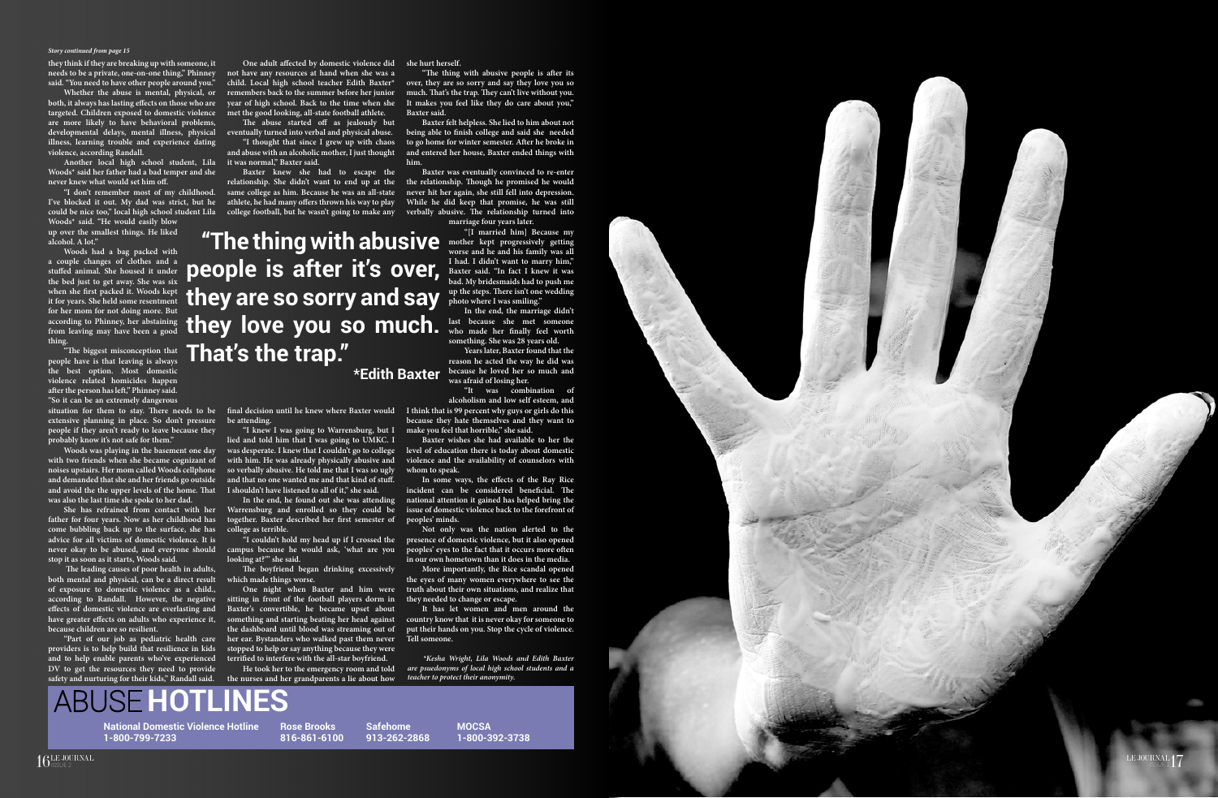*Story continued from page 15*

they think if they are breaking up with someone, it needs to be a private, one-on-one thing," Phinney said. "You need to have other people around you."

Whether the abuse is mental, physical, or both, it always has lasting effects on those who are targeted. Children exposed to domestic violence are more likely to have behavioral problems, developmental delays, mental illness, physical illness, learning trouble and experience dating violence, according Randall.

Another local high school student, Lila Woods* said her father had a bad temper and she never knew what would set him off.

"I don't remember most of my childhood. I've blocked it out. My dad was strict, but he could be nice too," local high school student Lila Woods* said. "He would easily blow up over the smallest things. He liked alcohol. A lot."

Woods had a bag packed with a couple changes of clothes and a stuffed animal. She housed it under the bed just to get away. She was six when she first packed it. Woods kept it for years. She held some resentment for her mom for not doing more. But according to Phinney, her abstaining from leaving may have been a good thing.

"The biggest misconception that people have is that leaving is always the best option. Most domestic violence related homicides happen after the person has left," Phinney said. "So it can be an extremely dangerous situation for them to stay. There needs to be extensive planning in place. So don't pressure people if they aren't ready to leave because they probably know it's not safe for them."

Woods was playing in the basement one day with two friends when she became cognizant of noises upstairs. Her mom called Woods cellphone and demanded that she and her friends go outside and avoid the the upper levels of the home. That was also the last time she spoke to her dad.

She has refrained from contact with her father for four years. Now as her childhood has come bubbling back up to the surface, she has advice for all victims of domestic violence. It is never okay to be abused, and everyone should stop it as soon as it starts, Woods said.

The leading causes of poor health in adults, both mental and physical, can be a direct result of exposure to domestic violence as a child., according to Randall. However, the negative effects of domestic violence are everlasting and have greater effects on adults who experience it, because children are so resilient.

"Part of our job as pediatric health care providers is to help build that resilience in kids and to help enable parents who've experienced DV to get the resources they need to provide safety and nurturing for their kids," Randall said.

One adult affected by domestic violence did not have any resources at hand when she was a child. Local high school teacher Edith Baxter* remembers back to the summer before her junior year of high school. Back to the time when she met the good looking, all-state football athlete.

The abuse started off as jealously but eventually turned into verbal and physical abuse.

"I thought that since I grew up with chaos and abuse with an alcoholic mother, I just thought it was normal," Baxter said.

Baxter knew she had to escape the relationship. She didn't want to end up at the same college as him. Because he was an all-state athlete, he had many offers thrown his way to play college football, but he wasn't going to make any final decision until he knew where Baxter would be attending.

"I knew I was going to Warrensburg, but I lied and told him that I was going to UMKC. I was desperate. I knew that I couldn't go to college with him. He was already physically abusive and so verbally abusive. He told me that I was so ugly and that no one wanted me and that kind of stuff. I shouldn't have listened to all of it," she said.

In the end, he found out she was attending Warrensburg and enrolled so they could be together. Baxter described her first semester of college as terrible.

"I couldn't hold my head up if I crossed the campus because he would ask, 'what are you looking at?'" she said.

The boyfriend began drinking excessively which made things worse.

One night when Baxter and him were sitting in front of the football players dorm in Baxter's convertible, he became upset about something and starting beating her head against the dashboard until blood was streaming out of her ear. Bystanders who walked past them never stopped to help or say anything because they were terrified to interfere with the all-star boyfriend.

He took her to the emergency room and told the nurses and her grandparents a lie about how she hurt herself.

"The thing with abusive people is after its over, they are so sorry and say they love you so much. That's the trap. They can't live without you. It makes you feel like they do care about you," Baxter said.

Baxter felt helpless. She lied to him about not being able to finish college and said she needed to go home for winter semester. After he broke in and entered her house, Baxter ended things with him.

Baxter was eventually convinced to re-enter the relationship. Though he promised he would never hit her again, she still fell into depression. While he did keep that promise, he was still verbally abusive. The relationship turned into marriage four years later.

> **"The thing with abusive people is after it's over, they are so sorry and say they love you so much. That's the trap."**
>
> **\*Edith Baxter**

"[I married him] Because my mother kept progressively getting worse and he and his family was all I had. I didn't want to marry him," Baxter said. "In fact I knew it was bad. My bridesmaids had to push me up the steps. There isn't one wedding photo where I was smiling."

In the end, the marriage didn't last because she met someone who made her finally feel worth something. She was 28 years old.

Years later, Baxter found that the reason he acted the way he did was because he loved her so much and was afraid of losing her.

"It was combination of alcoholism and low self esteem, and I think that is 99 percent why guys or girls do this because they hate themselves and they want to make you feel that horrible," she said.

Baxter wishes she had available to her the level of education there is today about domestic violence and the availability of counselors with whom to speak.

In some ways, the effects of the Ray Rice incident can be considered beneficial. The national attention it gained has helped bring the issue of domestic violence back to the forefront of peoples' minds.

Not only was the nation alerted to the presence of domestic violence, but it also opened peoples' eyes to the fact that it occurs more often in our own hometown than it does in the media.

More importantly, the Rice scandal opened the eyes of many women everywhere to see the truth about their own situations, and realize that they needed to change or escape.

It has let women and men around the country know that it is never okay for someone to put their hands on you. Stop the cycle of violence. Tell someone.

*\*Kesha Wright, Lila Woods and Edith Baxter are psuedonyms of local high school students and a teacher to protect their anonymity.*

## ABUSE **HOTLINES**

| National Domestic Violence Hotline | Rose Brooks | Safehome | MOCSA |
|---|---|---|---|
| 1-800-799-7233 | 816-861-6100 | 913-262-2868 | 1-800-392-3738 |